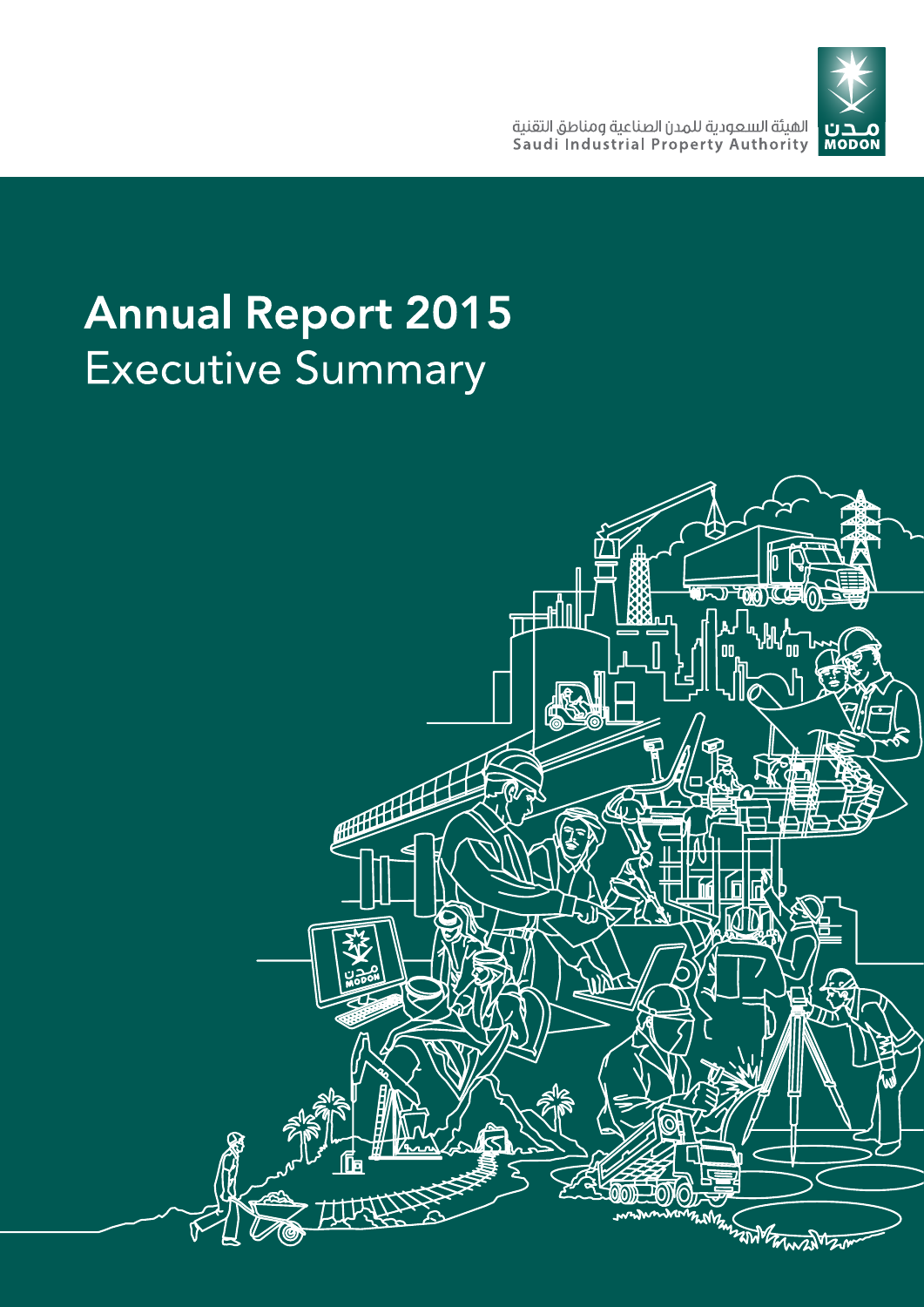الهيئة السعودية للمدن الصناعية ومناطق التقنية
Saudi Industrial Property Authority

# Annual Report 2015
## Executive Summary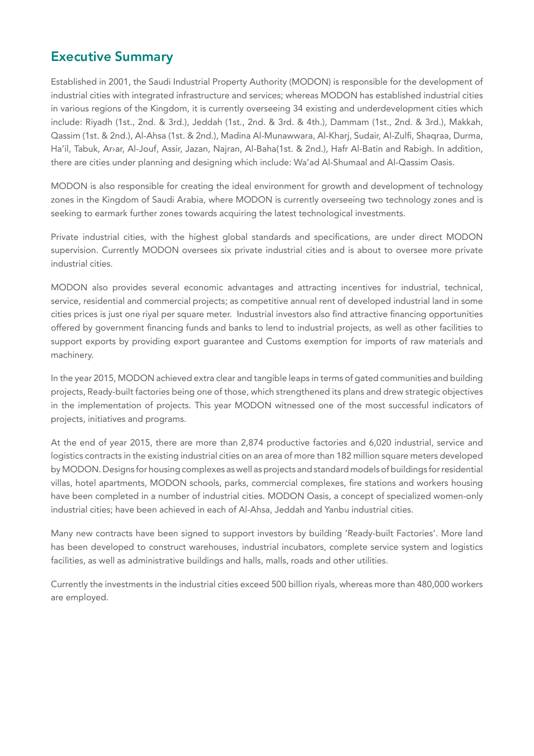## Executive Summary

Established in 2001, the Saudi Industrial Property Authority (MODON) is responsible for the development of industrial cities with integrated infrastructure and services; whereas MODON has established industrial cities in various regions of the Kingdom, it is currently overseeing 34 existing and underdevelopment cities which include: Riyadh (1st., 2nd. & 3rd.), Jeddah (1st., 2nd. & 3rd. & 4th.), Dammam (1st., 2nd. & 3rd.), Makkah, Qassim (1st. & 2nd.), Al-Ahsa (1st. & 2nd.), Madina Al-Munawwara, Al-Kharj, Sudair, Al-Zulfi, Shaqraa, Durma, Ha'il, Tabuk, Ar›ar, Al-Jouf, Assir, Jazan, Najran, Al-Baha(1st. & 2nd.), Hafr Al-Batin and Rabigh. In addition, there are cities under planning and designing which include: Wa'ad Al-Shumaal and Al-Qassim Oasis.

MODON is also responsible for creating the ideal environment for growth and development of technology zones in the Kingdom of Saudi Arabia, where MODON is currently overseeing two technology zones and is seeking to earmark further zones towards acquiring the latest technological investments.

Private industrial cities, with the highest global standards and specifications, are under direct MODON supervision. Currently MODON oversees six private industrial cities and is about to oversee more private industrial cities.

MODON also provides several economic advantages and attracting incentives for industrial, technical, service, residential and commercial projects; as competitive annual rent of developed industrial land in some cities prices is just one riyal per square meter. Industrial investors also find attractive financing opportunities offered by government financing funds and banks to lend to industrial projects, as well as other facilities to support exports by providing export guarantee and Customs exemption for imports of raw materials and machinery.

In the year 2015, MODON achieved extra clear and tangible leaps in terms of gated communities and building projects, Ready-built factories being one of those, which strengthened its plans and drew strategic objectives in the implementation of projects. This year MODON witnessed one of the most successful indicators of projects, initiatives and programs.

At the end of year 2015, there are more than 2,874 productive factories and 6,020 industrial, service and logistics contracts in the existing industrial cities on an area of more than 182 million square meters developed by MODON. Designs for housing complexes as well as projects and standard models of buildings for residential villas, hotel apartments, MODON schools, parks, commercial complexes, fire stations and workers housing have been completed in a number of industrial cities. MODON Oasis, a concept of specialized women-only industrial cities; have been achieved in each of Al-Ahsa, Jeddah and Yanbu industrial cities.

Many new contracts have been signed to support investors by building 'Ready-built Factories'. More land has been developed to construct warehouses, industrial incubators, complete service system and logistics facilities, as well as administrative buildings and halls, malls, roads and other utilities.

Currently the investments in the industrial cities exceed 500 billion riyals, whereas more than 480,000 workers are employed.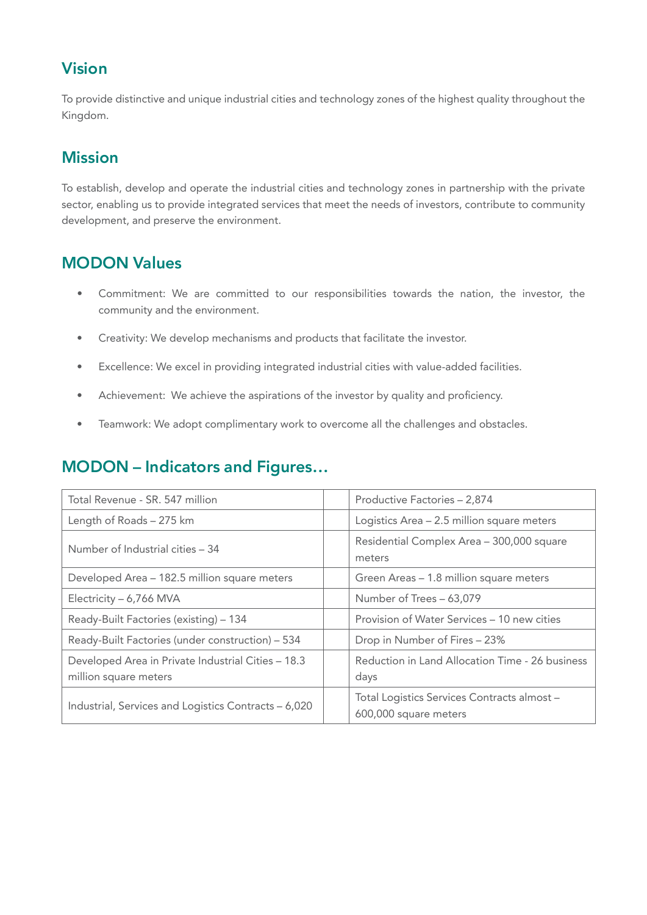## Vision

To provide distinctive and unique industrial cities and technology zones of the highest quality throughout the Kingdom.

## Mission

To establish, develop and operate the industrial cities and technology zones in partnership with the private sector, enabling us to provide integrated services that meet the needs of investors, contribute to community development, and preserve the environment.

## MODON Values

- Commitment: We are committed to our responsibilities towards the nation, the investor, the community and the environment.
- Creativity: We develop mechanisms and products that facilitate the investor.
- Excellence: We excel in providing integrated industrial cities with value-added facilities.
- Achievement: We achieve the aspirations of the investor by quality and proficiency.
- Teamwork: We adopt complimentary work to overcome all the challenges and obstacles.

## MODON – Indicators and Figures…

| | | |
|---|---|---|
| Total Revenue - SR. 547 million | | Productive Factories – 2,874 |
| Length of Roads – 275 km | | Logistics Area – 2.5 million square meters |
| Number of Industrial cities – 34 | | Residential Complex Area – 300,000 square meters |
| Developed Area – 182.5 million square meters | | Green Areas – 1.8 million square meters |
| Electricity – 6,766 MVA | | Number of Trees – 63,079 |
| Ready-Built Factories (existing) – 134 | | Provision of Water Services – 10 new cities |
| Ready-Built Factories (under construction) – 534 | | Drop in Number of Fires – 23% |
| Developed Area in Private Industrial Cities – 18.3 million square meters | | Reduction in Land Allocation Time - 26 business days |
| Industrial, Services and Logistics Contracts – 6,020 | | Total Logistics Services Contracts almost – 600,000 square meters |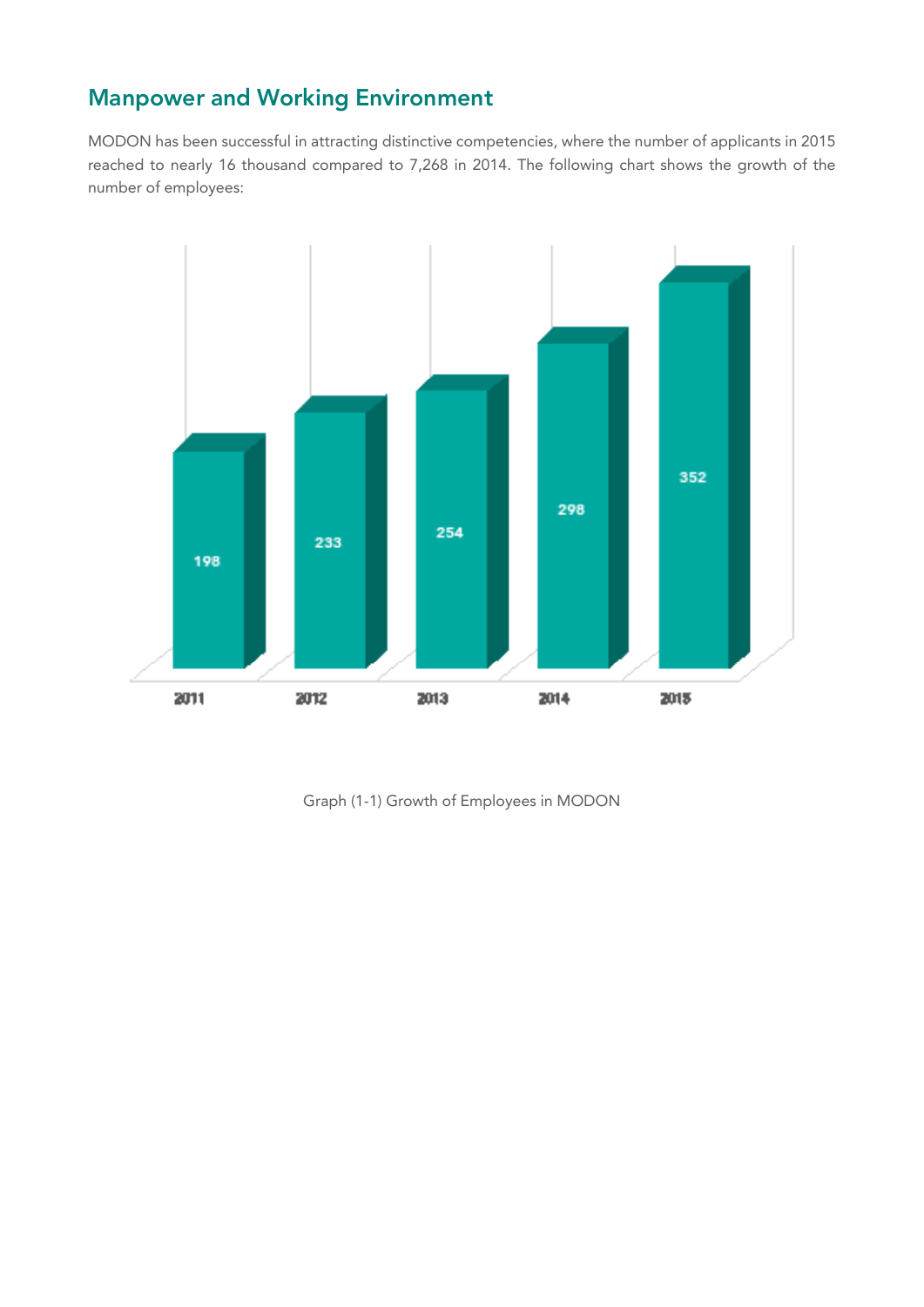## Manpower and Working Environment

MODON has been successful in attracting distinctive competencies, where the number of applicants in 2015 reached to nearly 16 thousand compared to 7,268 in 2014. The following chart shows the growth of the number of employees:

| Year | 2011 | 2012 | 2013 | 2014 | 2015 |
|---|---|---|---|---|---|
| Employees | 198 | 233 | 254 | 298 | 352 |

Graph (1-1) Growth of Employees in MODON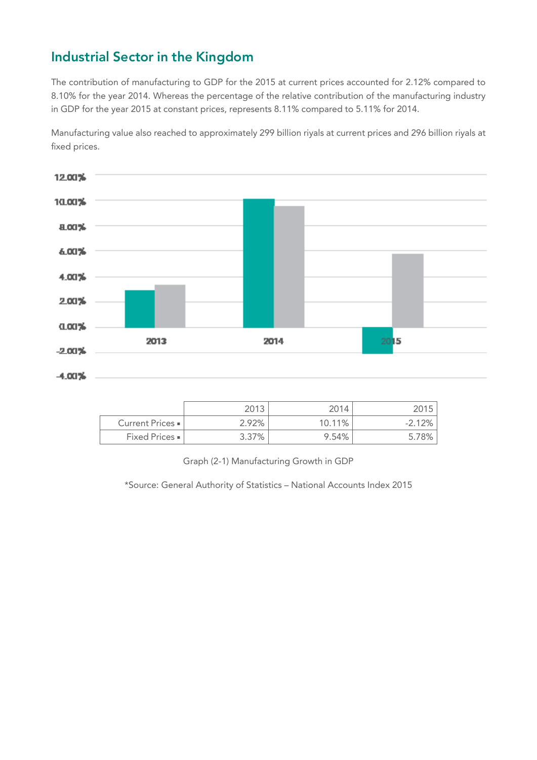## Industrial Sector in the Kingdom

The contribution of manufacturing to GDP for the 2015 at current prices accounted for 2.12% compared to 8.10% for the year 2014. Whereas the percentage of the relative contribution of the manufacturing industry in GDP for the year 2015 at constant prices, represents 8.11% compared to 5.11% for 2014.

Manufacturing value also reached to approximately 299 billion riyals at current prices and 296 billion riyals at fixed prices.

| | 2013 | 2014 | 2015 |
|---|---|---|---|
| Current Prices ▪ | 2.92% | 10.11% | -2.12% |
| Fixed Prices ▪ | 3.37% | 9.54% | 5.78% |

Graph (2-1) Manufacturing Growth in GDP

*Source: General Authority of Statistics – National Accounts Index 2015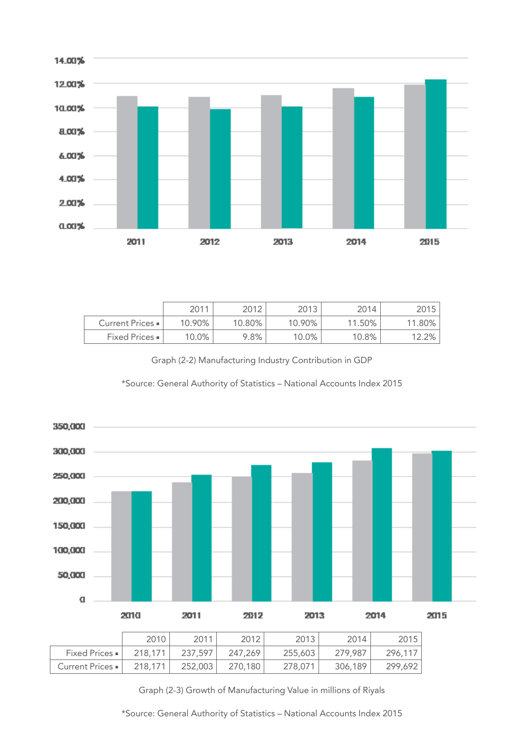| | 2011 | 2012 | 2013 | 2014 | 2015 |
|---|---|---|---|---|---|
| Current Prices ▪ | 10.90% | 10.80% | 10.90% | 11.50% | 11.80% |
| Fixed Prices ▪ | 10.0% | 9.8% | 10.0% | 10.8% | 12.2% |

Graph (2-2) Manufacturing Industry Contribution in GDP

*Source: General Authority of Statistics – National Accounts Index 2015

| | 2010 | 2011 | 2012 | 2013 | 2014 | 2015 |
|---|---|---|---|---|---|---|
| Fixed Prices ▪ | 218,171 | 237,597 | 247,269 | 255,603 | 279,987 | 296,117 |
| Current Prices ▪ | 218,171 | 252,003 | 270,180 | 278,071 | 306,189 | 299,692 |

Graph (2-3) Growth of Manufacturing Value in millions of Riyals

*Source: General Authority of Statistics – National Accounts Index 2015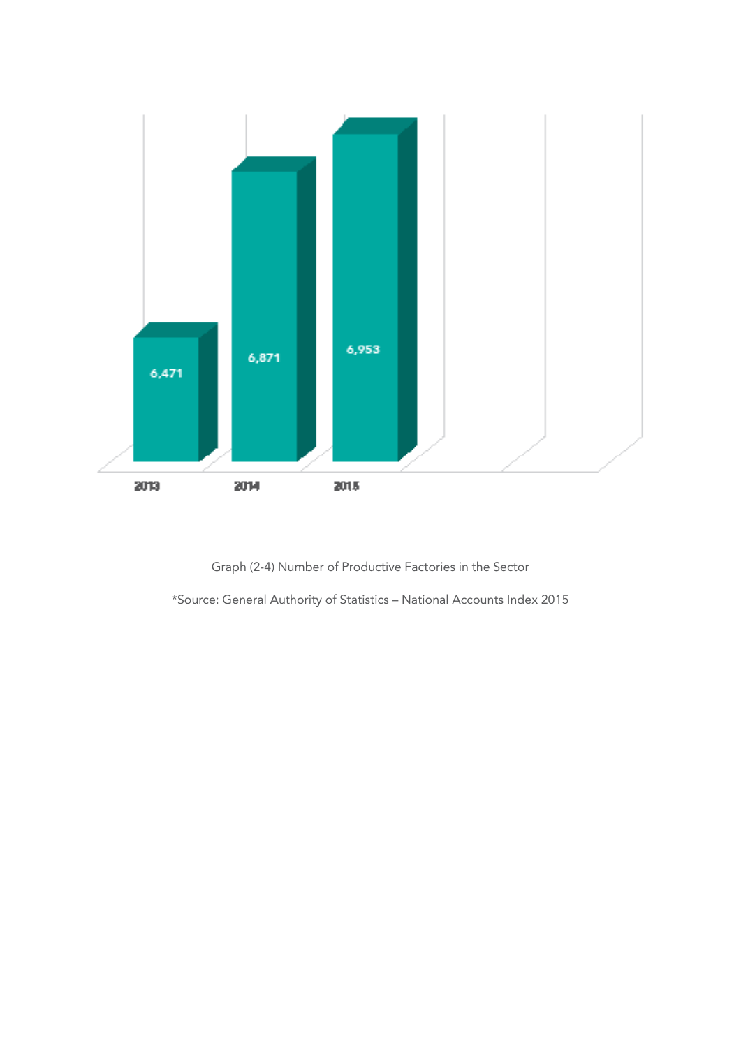| Year | Number of Productive Factories |
|---|---|
| 2013 | 6,471 |
| 2014 | 6,871 |
| 2015 | 6,953 |

Graph (2-4) Number of Productive Factories in the Sector

*Source: General Authority of Statistics – National Accounts Index 2015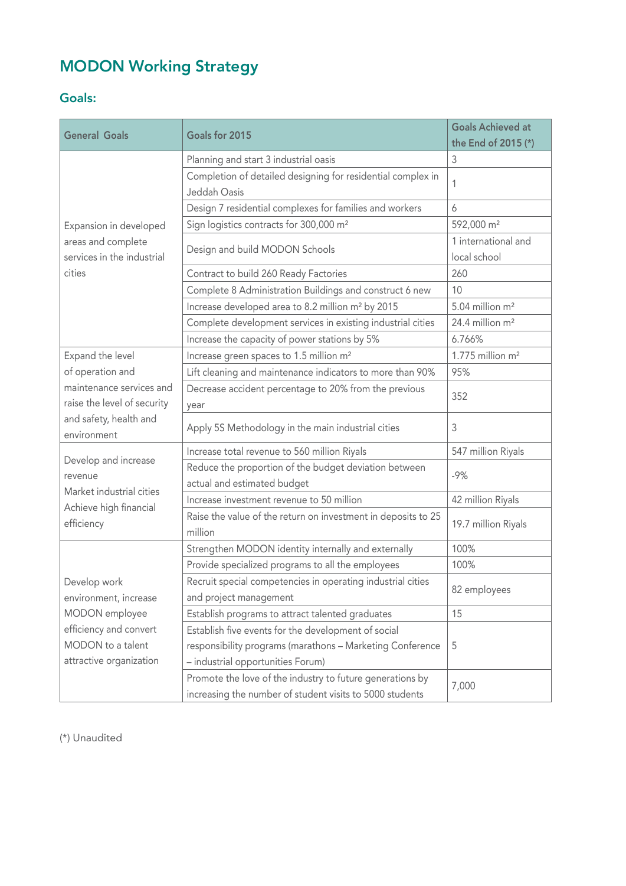# MODON Working Strategy

## Goals:

| General Goals | Goals for 2015 | Goals Achieved at the End of 2015 (*) |
|---|---|---|
| Expansion in developed areas and complete services in the industrial cities | Planning and start 3 industrial oasis | 3 |
| | Completion of detailed designing for residential complex in Jeddah Oasis | 1 |
| | Design 7 residential complexes for families and workers | 6 |
| | Sign logistics contracts for 300,000 m² | 592,000 m² |
| | Design and build MODON Schools | 1 international and local school |
| | Contract to build 260 Ready Factories | 260 |
| | Complete 8 Administration Buildings and construct 6 new | 10 |
| | Increase developed area to 8.2 million m² by 2015 | 5.04 million m² |
| | Complete development services in existing industrial cities | 24.4 million m² |
| | Increase the capacity of power stations by 5% | 6.766% |
| Expand the level of operation and maintenance services and raise the level of security and safety, health and environment | Increase green spaces to 1.5 million m² | 1.775 million m² |
| | Lift cleaning and maintenance indicators to more than 90% | 95% |
| | Decrease accident percentage to 20% from the previous year | 352 |
| | Apply 5S Methodology in the main industrial cities | 3 |
| Develop and increase revenue Market industrial cities Achieve high financial efficiency | Increase total revenue to 560 million Riyals | 547 million Riyals |
| | Reduce the proportion of the budget deviation between actual and estimated budget | -9% |
| | Increase investment revenue to 50 million | 42 million Riyals |
| | Raise the value of the return on investment in deposits to 25 million | 19.7 million Riyals |
| Develop work environment, increase MODON employee efficiency and convert MODON to a talent attractive organization | Strengthen MODON identity internally and externally | 100% |
| | Provide specialized programs to all the employees | 100% |
| | Recruit special competencies in operating industrial cities and project management | 82 employees |
| | Establish programs to attract talented graduates | 15 |
| | Establish five events for the development of social responsibility programs (marathons – Marketing Conference – industrial opportunities Forum) | 5 |
| | Promote the love of the industry to future generations by increasing the number of student visits to 5000 students | 7,000 |

(*) Unaudited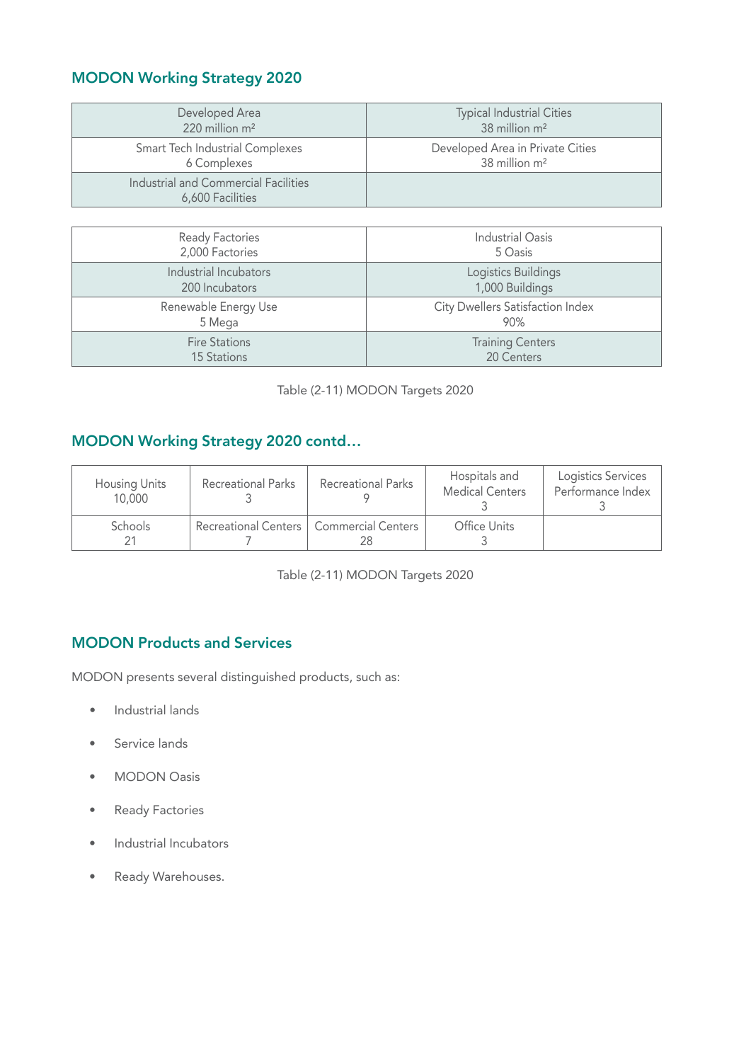## MODON Working Strategy 2020

| Developed Area 220 million $m^2$ | Typical Industrial Cities 38 million $m^2$ |
|---|---|
| Smart Tech Industrial Complexes 6 Complexes | Developed Area in Private Cities 38 million $m^2$ |
| Industrial and Commercial Facilities 6,600 Facilities | |

| Ready Factories 2,000 Factories | Industrial Oasis 5 Oasis |
|---|---|
| Industrial Incubators 200 Incubators | Logistics Buildings 1,000 Buildings |
| Renewable Energy Use 5 Mega | City Dwellers Satisfaction Index 90% |
| Fire Stations 15 Stations | Training Centers 20 Centers |

Table (2-11) MODON Targets 2020

## MODON Working Strategy 2020 contd…

| Housing Units 10,000 | Recreational Parks 3 | Recreational Parks 9 | Hospitals and Medical Centers 3 | Logistics Services Performance Index 3 |
|---|---|---|---|---|
| Schools 21 | Recreational Centers 7 | Commercial Centers 28 | Office Units 3 | |

Table (2-11) MODON Targets 2020

## MODON Products and Services

MODON presents several distinguished products, such as:

- Industrial lands
- Service lands
- MODON Oasis
- Ready Factories
- Industrial Incubators
- Ready Warehouses.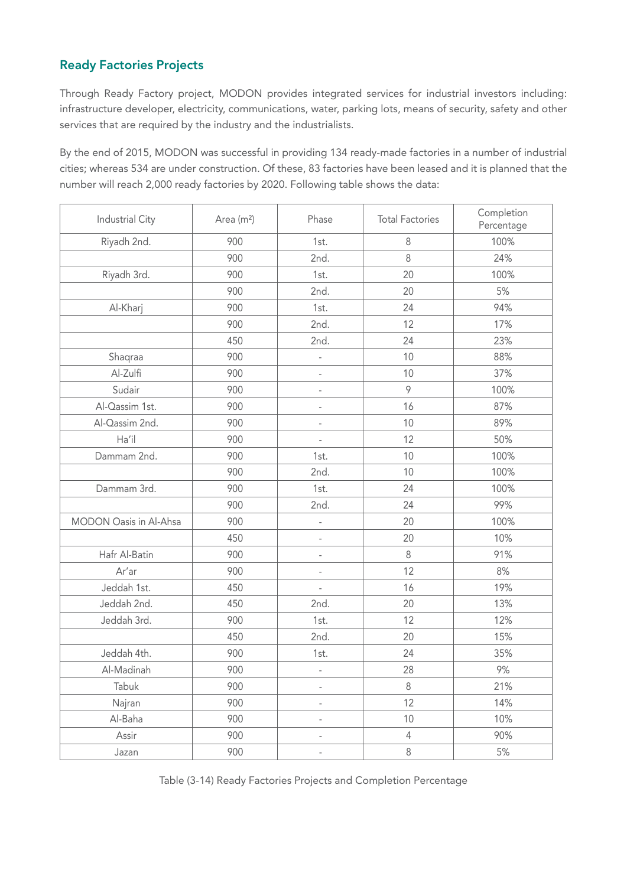## Ready Factories Projects

Through Ready Factory project, MODON provides integrated services for industrial investors including: infrastructure developer, electricity, communications, water, parking lots, means of security, safety and other services that are required by the industry and the industrialists.

By the end of 2015, MODON was successful in providing 134 ready-made factories in a number of industrial cities; whereas 534 are under construction. Of these, 83 factories have been leased and it is planned that the number will reach 2,000 ready factories by 2020. Following table shows the data:

| Industrial City | Area ($m^2$) | Phase | Total Factories | Completion Percentage |
|---|---|---|---|---|
| Riyadh 2nd. | 900 | 1st. | 8 | 100% |
| | 900 | 2nd. | 8 | 24% |
| Riyadh 3rd. | 900 | 1st. | 20 | 100% |
| | 900 | 2nd. | 20 | 5% |
| Al-Kharj | 900 | 1st. | 24 | 94% |
| | 900 | 2nd. | 12 | 17% |
| | 450 | 2nd. | 24 | 23% |
| Shaqraa | 900 | - | 10 | 88% |
| Al-Zulfi | 900 | - | 10 | 37% |
| Sudair | 900 | - | 9 | 100% |
| Al-Qassim 1st. | 900 | - | 16 | 87% |
| Al-Qassim 2nd. | 900 | - | 10 | 89% |
| Ha'il | 900 | - | 12 | 50% |
| Dammam 2nd. | 900 | 1st. | 10 | 100% |
| | 900 | 2nd. | 10 | 100% |
| Dammam 3rd. | 900 | 1st. | 24 | 100% |
| | 900 | 2nd. | 24 | 99% |
| MODON Oasis in Al-Ahsa | 900 | - | 20 | 100% |
| | 450 | - | 20 | 10% |
| Hafr Al-Batin | 900 | - | 8 | 91% |
| Ar'ar | 900 | - | 12 | 8% |
| Jeddah 1st. | 450 | - | 16 | 19% |
| Jeddah 2nd. | 450 | 2nd. | 20 | 13% |
| Jeddah 3rd. | 900 | 1st. | 12 | 12% |
| | 450 | 2nd. | 20 | 15% |
| Jeddah 4th. | 900 | 1st. | 24 | 35% |
| Al-Madinah | 900 | - | 28 | 9% |
| Tabuk | 900 | - | 8 | 21% |
| Najran | 900 | - | 12 | 14% |
| Al-Baha | 900 | - | 10 | 10% |
| Assir | 900 | - | 4 | 90% |
| Jazan | 900 | - | 8 | 5% |

Table (3-14) Ready Factories Projects and Completion Percentage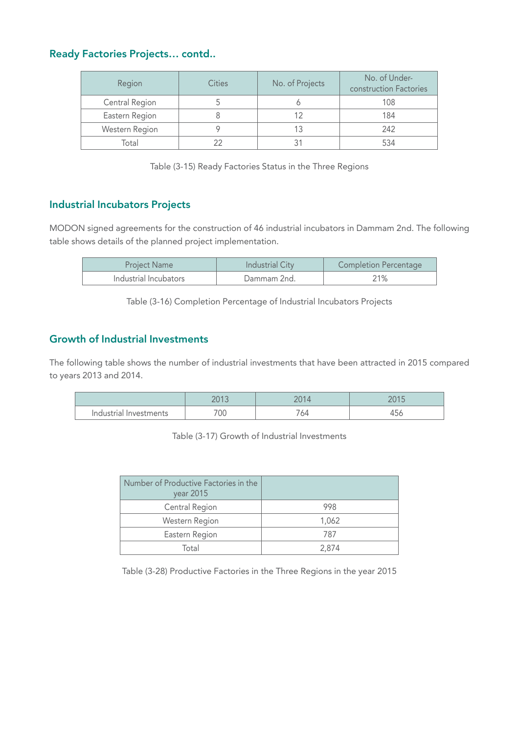## Ready Factories Projects… contd..

| Region | Cities | No. of Projects | No. of Under-construction Factories |
|---|---|---|---|
| Central Region | 5 | 6 | 108 |
| Eastern Region | 8 | 12 | 184 |
| Western Region | 9 | 13 | 242 |
| Total | 22 | 31 | 534 |

Table (3-15) Ready Factories Status in the Three Regions

## Industrial Incubators Projects

MODON signed agreements for the construction of 46 industrial incubators in Dammam 2nd. The following table shows details of the planned project implementation.

| Project Name | Industrial City | Completion Percentage |
|---|---|---|
| Industrial Incubators | Dammam 2nd. | 21% |

Table (3-16) Completion Percentage of Industrial Incubators Projects

## Growth of Industrial Investments

The following table shows the number of industrial investments that have been attracted in 2015 compared to years 2013 and 2014.

| | 2013 | 2014 | 2015 |
|---|---|---|---|
| Industrial Investments | 700 | 764 | 456 |

Table (3-17) Growth of Industrial Investments

| Number of Productive Factories in the year 2015 | |
|---|---|
| Central Region | 998 |
| Western Region | 1,062 |
| Eastern Region | 787 |
| Total | 2,874 |

Table (3-28) Productive Factories in the Three Regions in the year 2015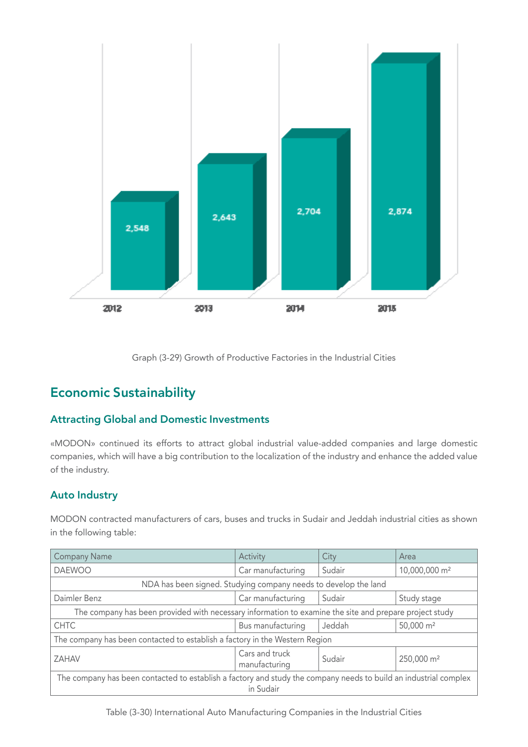| 2012 | 2013 | 2014 | 2015 |
|---|---|---|---|
| 2,548 | 2,643 | 2,704 | 2,874 |

Graph (3-29) Growth of Productive Factories in the Industrial Cities

## Economic Sustainability

### Attracting Global and Domestic Investments

«MODON» continued its efforts to attract global industrial value-added companies and large domestic companies, which will have a big contribution to the localization of the industry and enhance the added value of the industry.

### Auto Industry

MODON contracted manufacturers of cars, buses and trucks in Sudair and Jeddah industrial cities as shown in the following table:

| Company Name | Activity | City | Area |
|---|---|---|---|
| DAEWOO | Car manufacturing | Sudair | 10,000,000 m² |
| NDA has been signed. Studying company needs to develop the land | | | |
| Daimler Benz | Car manufacturing | Sudair | Study stage |
| The company has been provided with necessary information to examine the site and prepare project study | | | |
| CHTC | Bus manufacturing | Jeddah | 50,000 m² |
| The company has been contacted to establish a factory in the Western Region | | | |
| ZAHAV | Cars and truck manufacturing | Sudair | 250,000 m² |
| The company has been contacted to establish a factory and study the company needs to build an industrial complex in Sudair | | | |

Table (3-30) International Auto Manufacturing Companies in the Industrial Cities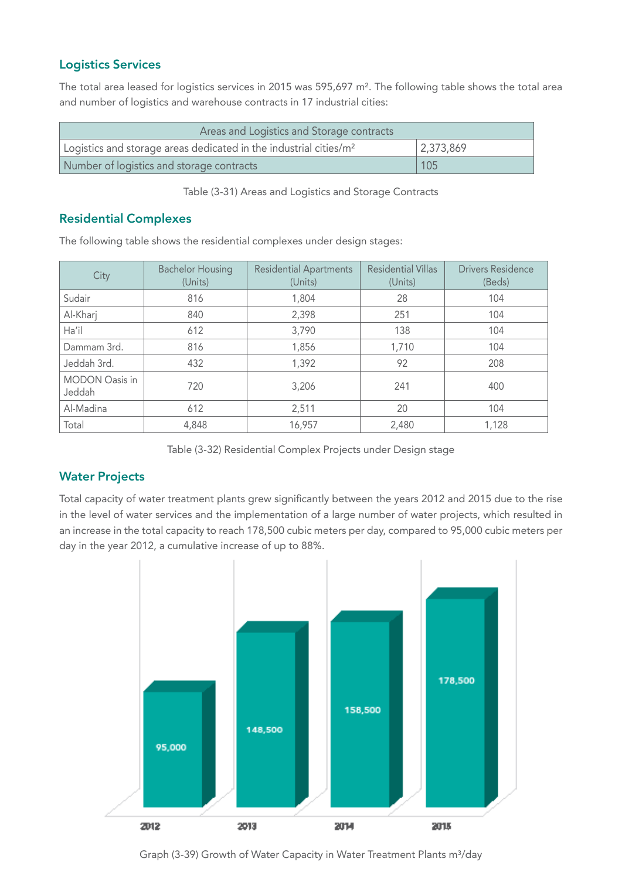## Logistics Services

The total area leased for logistics services in 2015 was 595,697 m². The following table shows the total area and number of logistics and warehouse contracts in 17 industrial cities:

| Areas and Logistics and Storage contracts | |
|---|---|
| Logistics and storage areas dedicated in the industrial cities/m² | 2,373,869 |
| Number of logistics and storage contracts | 105 |

Table (3-31) Areas and Logistics and Storage Contracts

## Residential Complexes

The following table shows the residential complexes under design stages:

| City | Bachelor Housing (Units) | Residential Apartments (Units) | Residential Villas (Units) | Drivers Residence (Beds) |
|---|---|---|---|---|
| Sudair | 816 | 1,804 | 28 | 104 |
| Al-Kharj | 840 | 2,398 | 251 | 104 |
| Ha'il | 612 | 3,790 | 138 | 104 |
| Dammam 3rd. | 816 | 1,856 | 1,710 | 104 |
| Jeddah 3rd. | 432 | 1,392 | 92 | 208 |
| MODON Oasis in Jeddah | 720 | 3,206 | 241 | 400 |
| Al-Madina | 612 | 2,511 | 20 | 104 |
| Total | 4,848 | 16,957 | 2,480 | 1,128 |

Table (3-32) Residential Complex Projects under Design stage

## Water Projects

Total capacity of water treatment plants grew significantly between the years 2012 and 2015 due to the rise in the level of water services and the implementation of a large number of water projects, which resulted in an increase in the total capacity to reach 178,500 cubic meters per day, compared to 95,000 cubic meters per day in the year 2012, a cumulative increase of up to 88%.

| Year | Capacity (m³/day) |
|---|---|
| 2012 | 95,000 |
| 2013 | 148,500 |
| 2014 | 158,500 |
| 2015 | 178,500 |

Graph (3-39) Growth of Water Capacity in Water Treatment Plants m³/day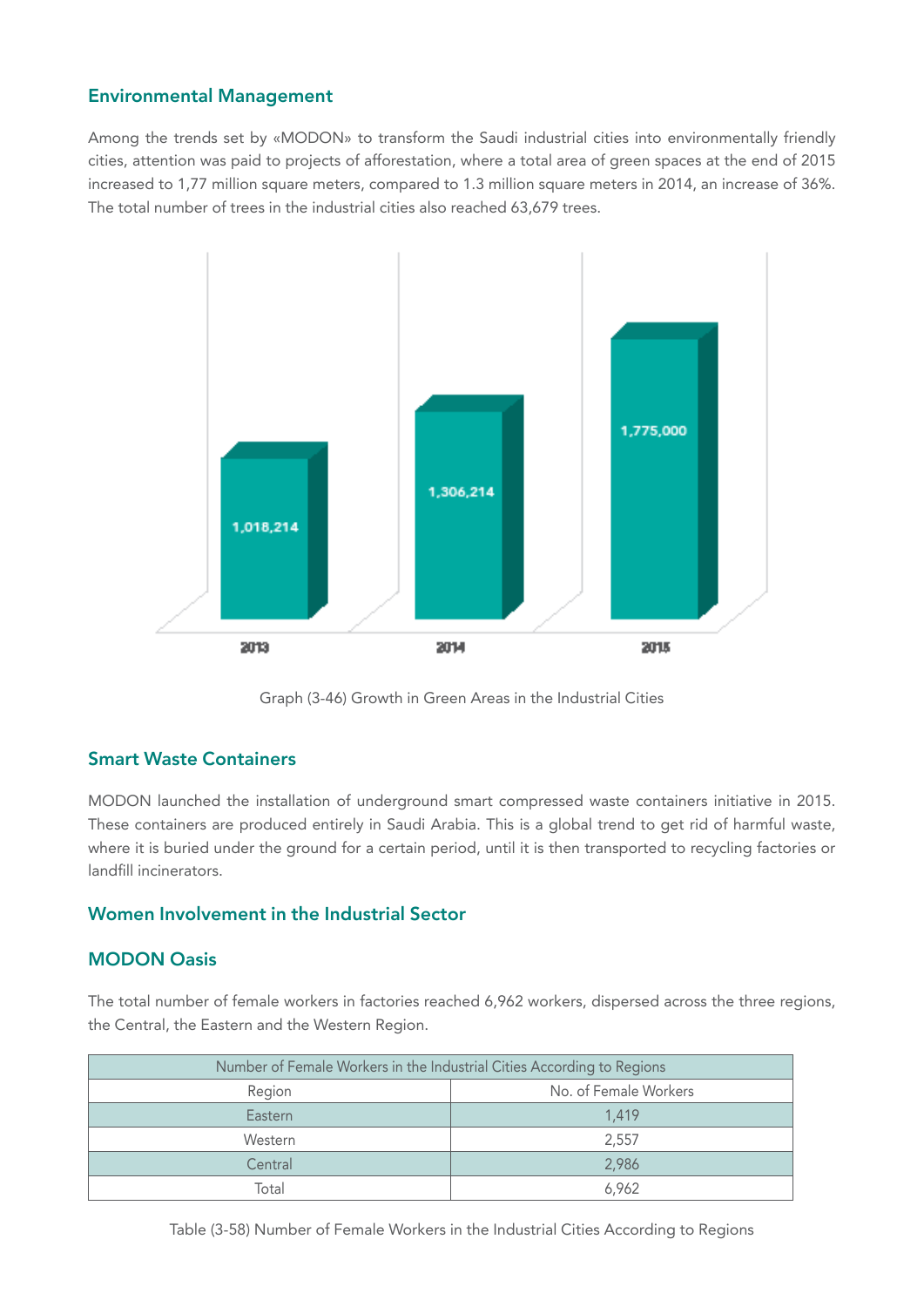## Environmental Management

Among the trends set by «MODON» to transform the Saudi industrial cities into environmentally friendly cities, attention was paid to projects of afforestation, where a total area of green spaces at the end of 2015 increased to 1,77 million square meters, compared to 1.3 million square meters in 2014, an increase of 36%. The total number of trees in the industrial cities also reached 63,679 trees.

| Year | Green Areas |
|---|---|
| 2013 | 1,018,214 |
| 2014 | 1,306,214 |
| 2015 | 1,775,000 |

Graph (3-46) Growth in Green Areas in the Industrial Cities

## Smart Waste Containers

MODON launched the installation of underground smart compressed waste containers initiative in 2015. These containers are produced entirely in Saudi Arabia. This is a global trend to get rid of harmful waste, where it is buried under the ground for a certain period, until it is then transported to recycling factories or landfill incinerators.

## Women Involvement in the Industrial Sector

## MODON Oasis

The total number of female workers in factories reached 6,962 workers, dispersed across the three regions, the Central, the Eastern and the Western Region.

| Number of Female Workers in the Industrial Cities According to Regions | |
|---|---|
| Region | No. of Female Workers |
| Eastern | 1,419 |
| Western | 2,557 |
| Central | 2,986 |
| Total | 6,962 |

Table (3-58) Number of Female Workers in the Industrial Cities According to Regions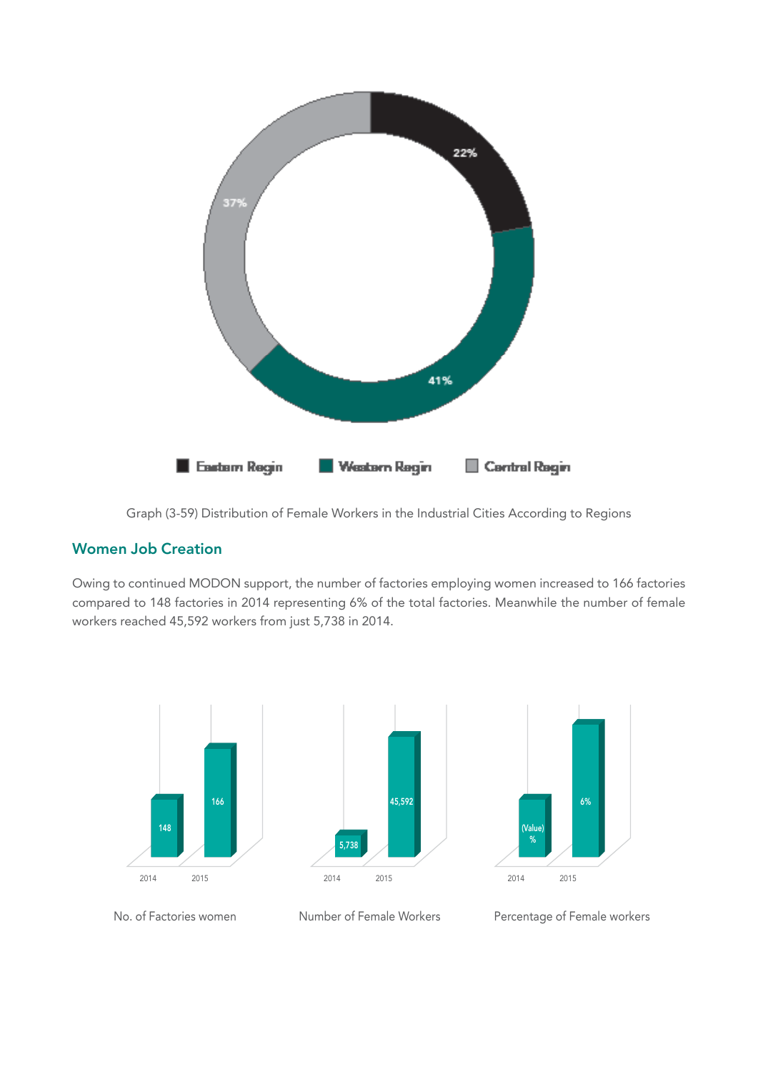Graph (3-59) Distribution of Female Workers in the Industrial Cities According to Regions

## Women Job Creation

Owing to continued MODON support, the number of factories employing women increased to 166 factories compared to 148 factories in 2014 representing 6% of the total factories. Meanwhile the number of female workers reached 45,592 workers from just 5,738 in 2014.

No. of Factories women

Number of Female Workers

Percentage of Female workers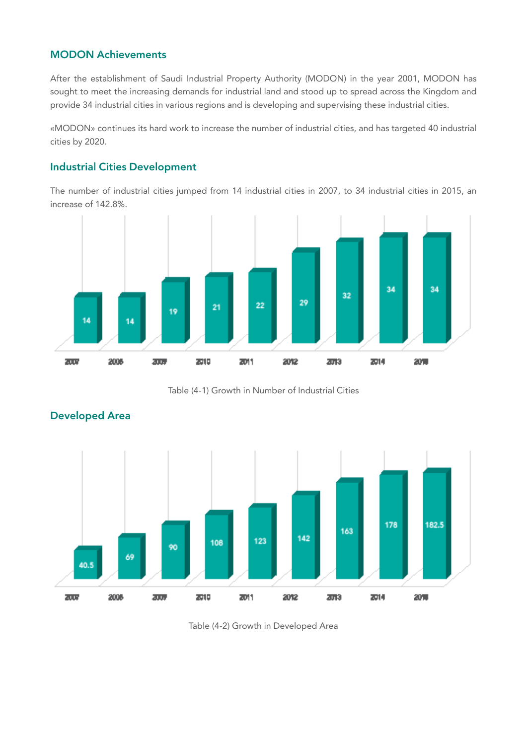## MODON Achievements

After the establishment of Saudi Industrial Property Authority (MODON) in the year 2001, MODON has sought to meet the increasing demands for industrial land and stood up to spread across the Kingdom and provide 34 industrial cities in various regions and is developing and supervising these industrial cities.

«MODON» continues its hard work to increase the number of industrial cities, and has targeted 40 industrial cities by 2020.

## Industrial Cities Development

The number of industrial cities jumped from 14 industrial cities in 2007, to 34 industrial cities in 2015, an increase of 142.8%.

| 2007 | 2008 | 2009 | 2010 | 2011 | 2012 | 2013 | 2014 | 2015 |
|---|---|---|---|---|---|---|---|---|
| 14 | 14 | 19 | 21 | 22 | 29 | 32 | 34 | 34 |

Table (4-1) Growth in Number of Industrial Cities

## Developed Area

| 2007 | 2008 | 2009 | 2010 | 2011 | 2012 | 2013 | 2014 | 2015 |
|---|---|---|---|---|---|---|---|---|
| 40.5 | 69 | 90 | 108 | 123 | 142 | 163 | 178 | 182.5 |

Table (4-2) Growth in Developed Area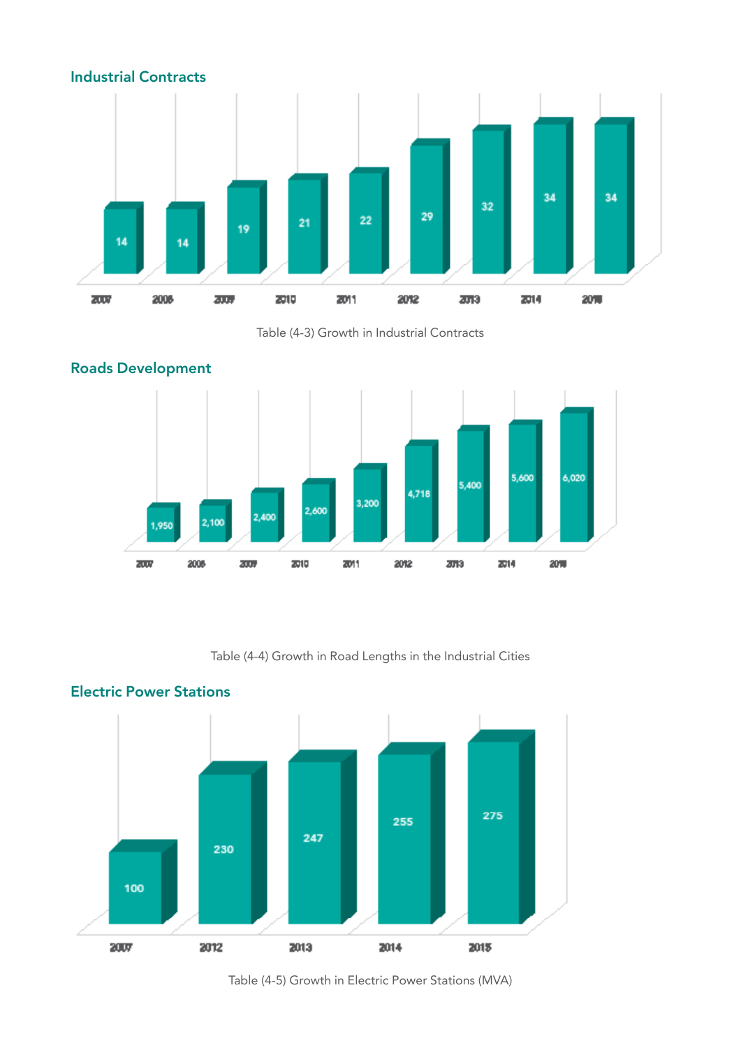## Industrial Contracts

| 2007 | 2008 | 2009 | 2010 | 2011 | 2012 | 2013 | 2014 | 2015 |
|---|---|---|---|---|---|---|---|---|
| 14 | 14 | 19 | 21 | 22 | 29 | 32 | 34 | 34 |

Table (4-3) Growth in Industrial Contracts

## Roads Development

| 2007 | 2008 | 2009 | 2010 | 2011 | 2012 | 2013 | 2014 | 2015 |
|---|---|---|---|---|---|---|---|---|
| 1,950 | 2,100 | 2,400 | 2,600 | 3,200 | 4,718 | 5,400 | 5,600 | 6,020 |

Table (4-4) Growth in Road Lengths in the Industrial Cities

## Electric Power Stations

| 2007 | 2012 | 2013 | 2014 | 2015 |
|---|---|---|---|---|
| 100 | 230 | 247 | 255 | 275 |

Table (4-5) Growth in Electric Power Stations (MVA)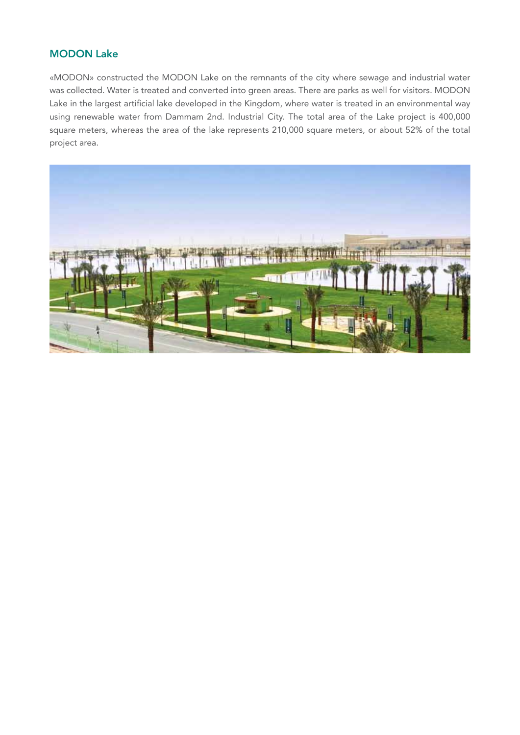## MODON Lake

«MODON» constructed the MODON Lake on the remnants of the city where sewage and industrial water was collected. Water is treated and converted into green areas. There are parks as well for visitors. MODON Lake in the largest artificial lake developed in the Kingdom, where water is treated in an environmental way using renewable water from Dammam 2nd. Industrial City. The total area of the Lake project is 400,000 square meters, whereas the area of the lake represents 210,000 square meters, or about 52% of the total project area.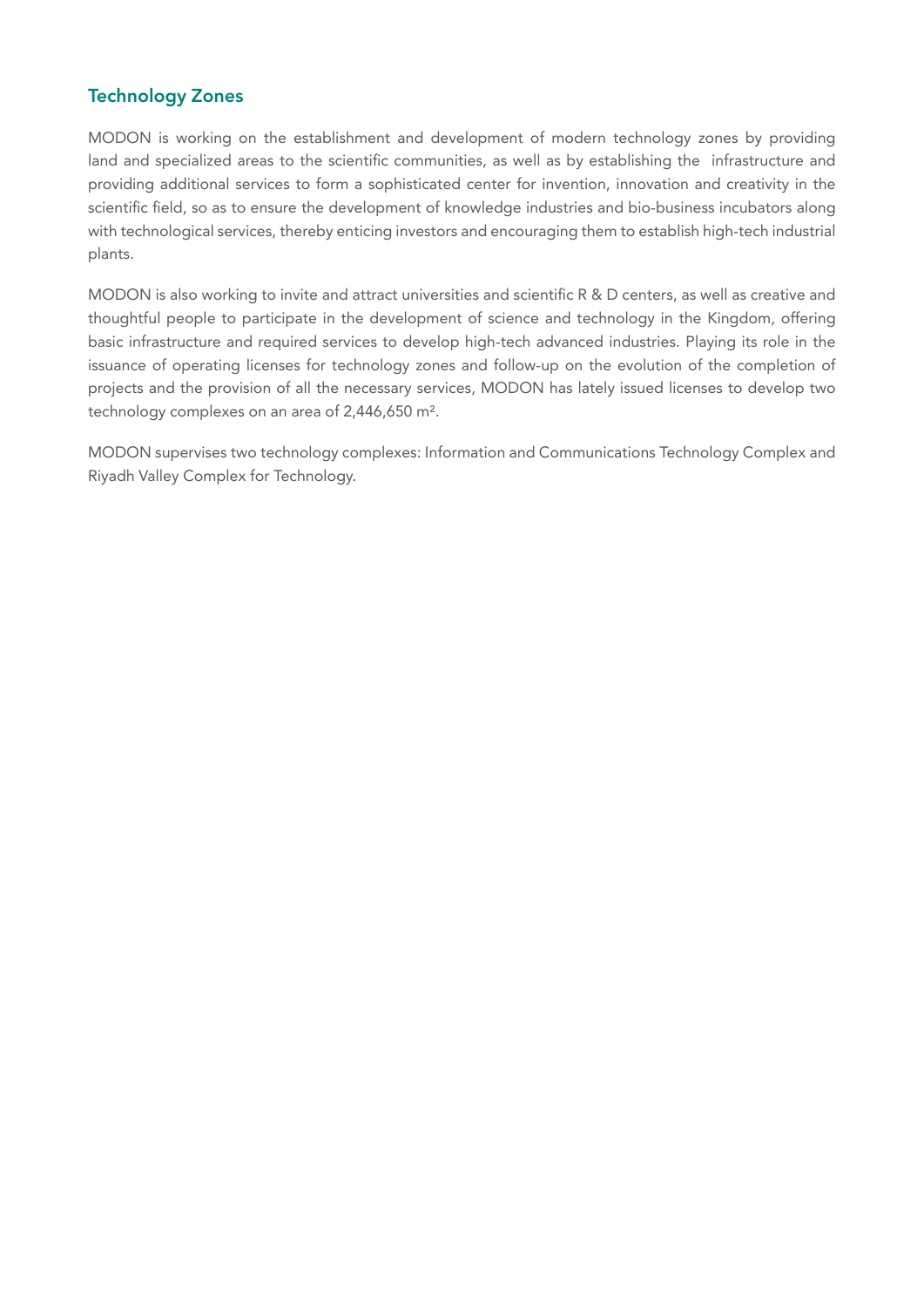## Technology Zones

MODON is working on the establishment and development of modern technology zones by providing land and specialized areas to the scientific communities, as well as by establishing the infrastructure and providing additional services to form a sophisticated center for invention, innovation and creativity in the scientific field, so as to ensure the development of knowledge industries and bio-business incubators along with technological services, thereby enticing investors and encouraging them to establish high-tech industrial plants.

MODON is also working to invite and attract universities and scientific R & D centers, as well as creative and thoughtful people to participate in the development of science and technology in the Kingdom, offering basic infrastructure and required services to develop high-tech advanced industries. Playing its role in the issuance of operating licenses for technology zones and follow-up on the evolution of the completion of projects and the provision of all the necessary services, MODON has lately issued licenses to develop two technology complexes on an area of 2,446,650 $m^2$.

MODON supervises two technology complexes: Information and Communications Technology Complex and Riyadh Valley Complex for Technology.